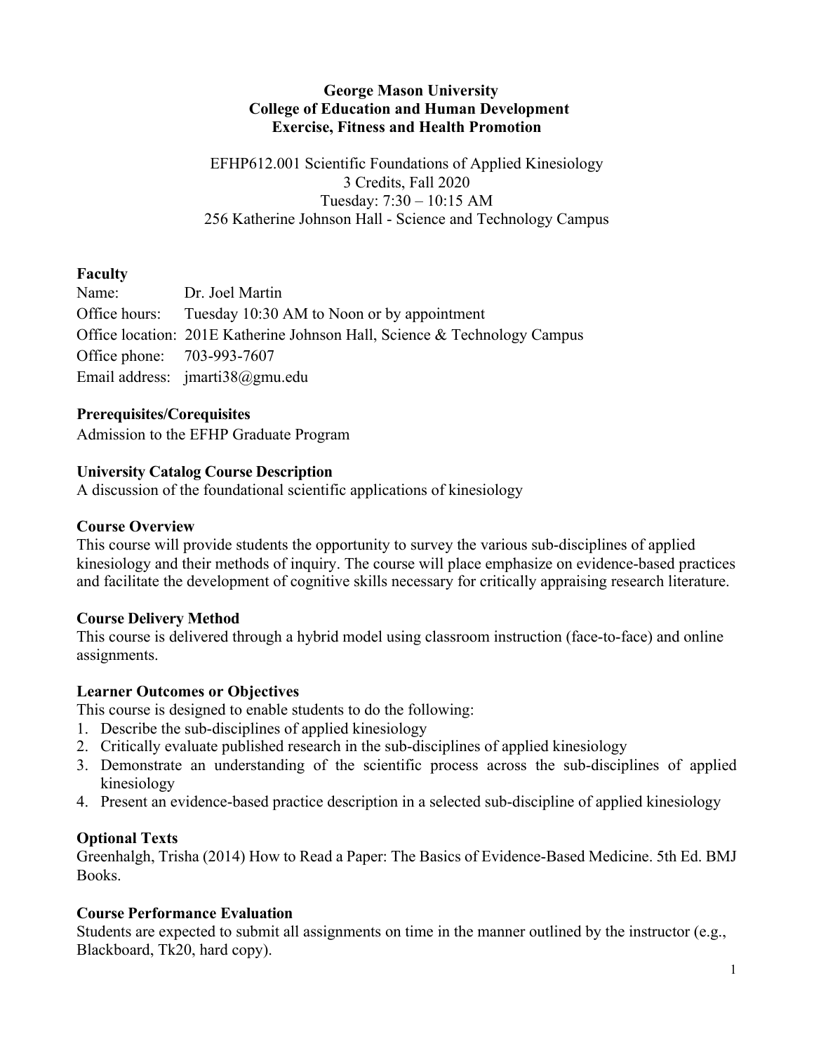**George Mason University**
**College of Education and Human Development**
**Exercise, Fitness and Health Promotion**

EFHP612.001 Scientific Foundations of Applied Kinesiology
3 Credits, Fall 2020
Tuesday: 7:30 – 10:15 AM
256 Katherine Johnson Hall - Science and Technology Campus

## Faculty

Name: Dr. Joel Martin
Office hours: Tuesday 10:30 AM to Noon or by appointment
Office location: 201E Katherine Johnson Hall, Science & Technology Campus
Office phone: 703-993-7607
Email address: jmarti38@gmu.edu

## Prerequisites/Corequisites

Admission to the EFHP Graduate Program

## University Catalog Course Description

A discussion of the foundational scientific applications of kinesiology

## Course Overview

This course will provide students the opportunity to survey the various sub-disciplines of applied kinesiology and their methods of inquiry. The course will place emphasize on evidence-based practices and facilitate the development of cognitive skills necessary for critically appraising research literature.

## Course Delivery Method

This course is delivered through a hybrid model using classroom instruction (face-to-face) and online assignments.

## Learner Outcomes or Objectives

This course is designed to enable students to do the following:

1. Describe the sub-disciplines of applied kinesiology
2. Critically evaluate published research in the sub-disciplines of applied kinesiology
3. Demonstrate an understanding of the scientific process across the sub-disciplines of applied kinesiology
4. Present an evidence-based practice description in a selected sub-discipline of applied kinesiology

## Optional Texts

Greenhalgh, Trisha (2014) How to Read a Paper: The Basics of Evidence-Based Medicine. 5th Ed. BMJ Books.

## Course Performance Evaluation

Students are expected to submit all assignments on time in the manner outlined by the instructor (e.g., Blackboard, Tk20, hard copy).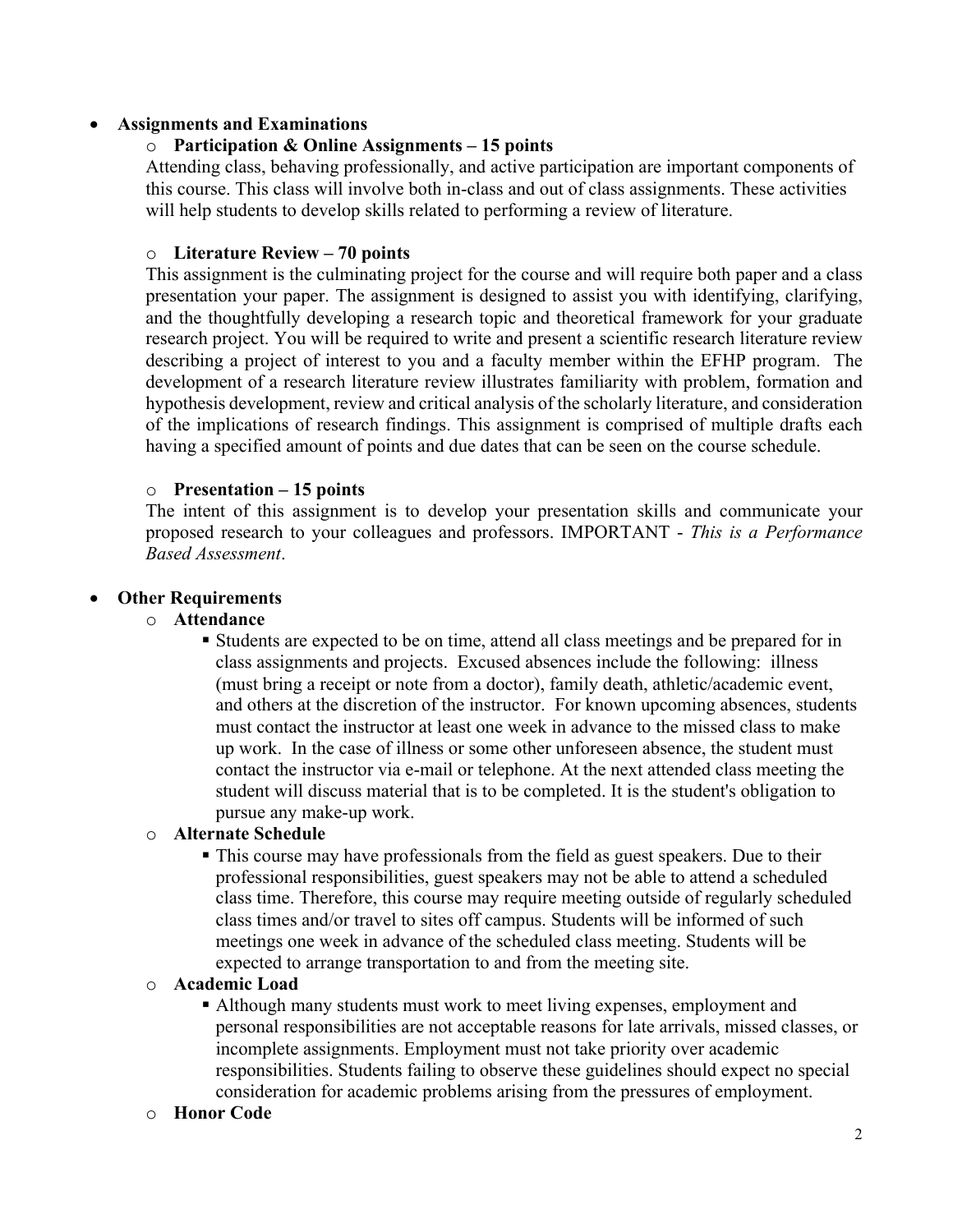- **Assignments and Examinations**
  - **Participation & Online Assignments – 15 points**

    Attending class, behaving professionally, and active participation are important components of this course. This class will involve both in-class and out of class assignments. These activities will help students to develop skills related to performing a review of literature.

  - **Literature Review – 70 points**

    This assignment is the culminating project for the course and will require both paper and a class presentation your paper. The assignment is designed to assist you with identifying, clarifying, and the thoughtfully developing a research topic and theoretical framework for your graduate research project. You will be required to write and present a scientific research literature review describing a project of interest to you and a faculty member within the EFHP program. The development of a research literature review illustrates familiarity with problem, formation and hypothesis development, review and critical analysis of the scholarly literature, and consideration of the implications of research findings. This assignment is comprised of multiple drafts each having a specified amount of points and due dates that can be seen on the course schedule.

  - **Presentation – 15 points**

    The intent of this assignment is to develop your presentation skills and communicate your proposed research to your colleagues and professors. IMPORTANT - *This is a Performance Based Assessment*.

- **Other Requirements**
  - **Attendance**
    - Students are expected to be on time, attend all class meetings and be prepared for in class assignments and projects. Excused absences include the following: illness (must bring a receipt or note from a doctor), family death, athletic/academic event, and others at the discretion of the instructor. For known upcoming absences, students must contact the instructor at least one week in advance to the missed class to make up work. In the case of illness or some other unforeseen absence, the student must contact the instructor via e-mail or telephone. At the next attended class meeting the student will discuss material that is to be completed. It is the student's obligation to pursue any make-up work.
  - **Alternate Schedule**
    - This course may have professionals from the field as guest speakers. Due to their professional responsibilities, guest speakers may not be able to attend a scheduled class time. Therefore, this course may require meeting outside of regularly scheduled class times and/or travel to sites off campus. Students will be informed of such meetings one week in advance of the scheduled class meeting. Students will be expected to arrange transportation to and from the meeting site.
  - **Academic Load**
    - Although many students must work to meet living expenses, employment and personal responsibilities are not acceptable reasons for late arrivals, missed classes, or incomplete assignments. Employment must not take priority over academic responsibilities. Students failing to observe these guidelines should expect no special consideration for academic problems arising from the pressures of employment.
  - **Honor Code**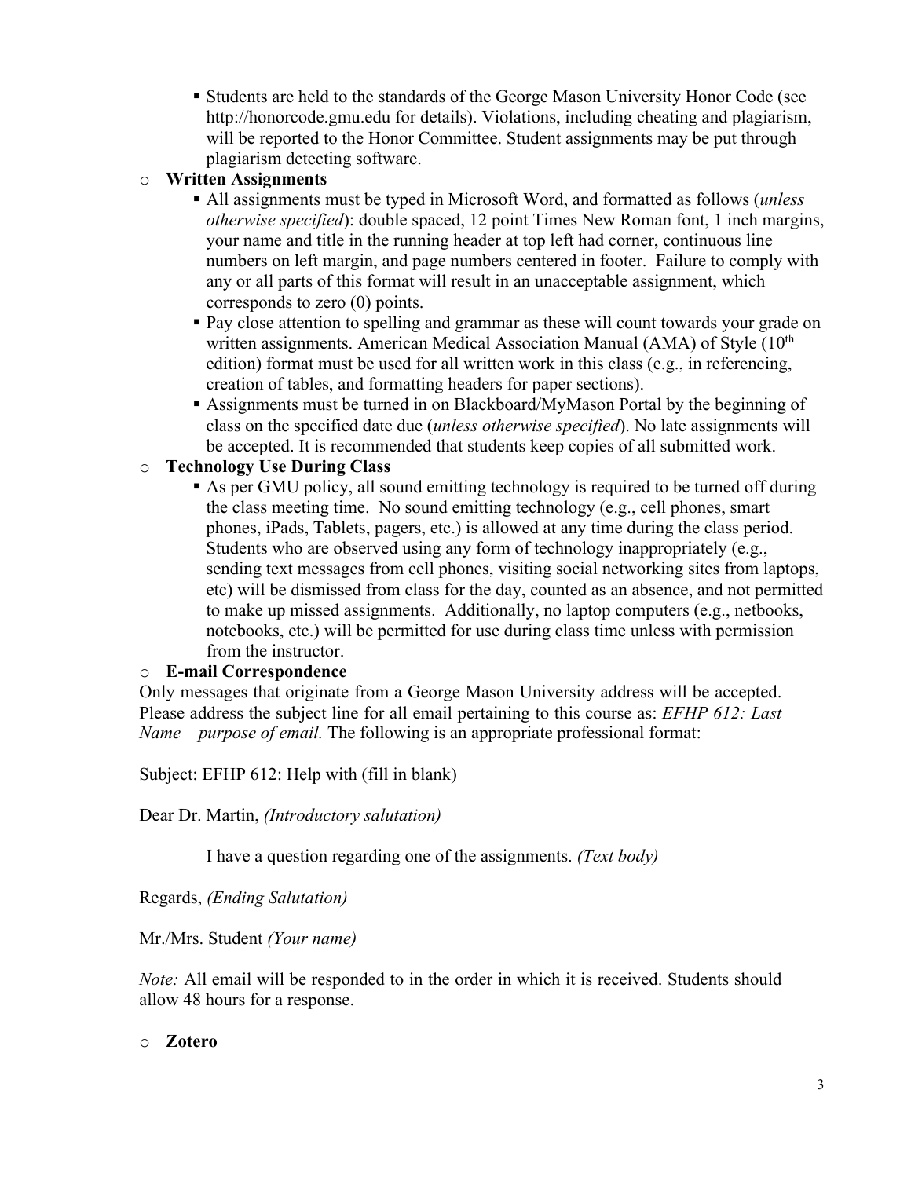- Students are held to the standards of the George Mason University Honor Code (see http://honorcode.gmu.edu for details). Violations, including cheating and plagiarism, will be reported to the Honor Committee. Student assignments may be put through plagiarism detecting software.

- **Written Assignments**
  - All assignments must be typed in Microsoft Word, and formatted as follows (*unless otherwise specified*): double spaced, 12 point Times New Roman font, 1 inch margins, your name and title in the running header at top left had corner, continuous line numbers on left margin, and page numbers centered in footer. Failure to comply with any or all parts of this format will result in an unacceptable assignment, which corresponds to zero (0) points.
  - Pay close attention to spelling and grammar as these will count towards your grade on written assignments. American Medical Association Manual (AMA) of Style (10th edition) format must be used for all written work in this class (e.g., in referencing, creation of tables, and formatting headers for paper sections).
  - Assignments must be turned in on Blackboard/MyMason Portal by the beginning of class on the specified date due (*unless otherwise specified*). No late assignments will be accepted. It is recommended that students keep copies of all submitted work.

- **Technology Use During Class**
  - As per GMU policy, all sound emitting technology is required to be turned off during the class meeting time. No sound emitting technology (e.g., cell phones, smart phones, iPads, Tablets, pagers, etc.) is allowed at any time during the class period. Students who are observed using any form of technology inappropriately (e.g., sending text messages from cell phones, visiting social networking sites from laptops, etc) will be dismissed from class for the day, counted as an absence, and not permitted to make up missed assignments. Additionally, no laptop computers (e.g., netbooks, notebooks, etc.) will be permitted for use during class time unless with permission from the instructor.

- **E-mail Correspondence**

Only messages that originate from a George Mason University address will be accepted. Please address the subject line for all email pertaining to this course as: *EFHP 612: Last Name – purpose of email.* The following is an appropriate professional format:

Subject: EFHP 612: Help with (fill in blank)

Dear Dr. Martin, *(Introductory salutation)*

I have a question regarding one of the assignments. *(Text body)*

Regards, *(Ending Salutation)*

Mr./Mrs. Student *(Your name)*

*Note:* All email will be responded to in the order in which it is received. Students should allow 48 hours for a response.

- **Zotero**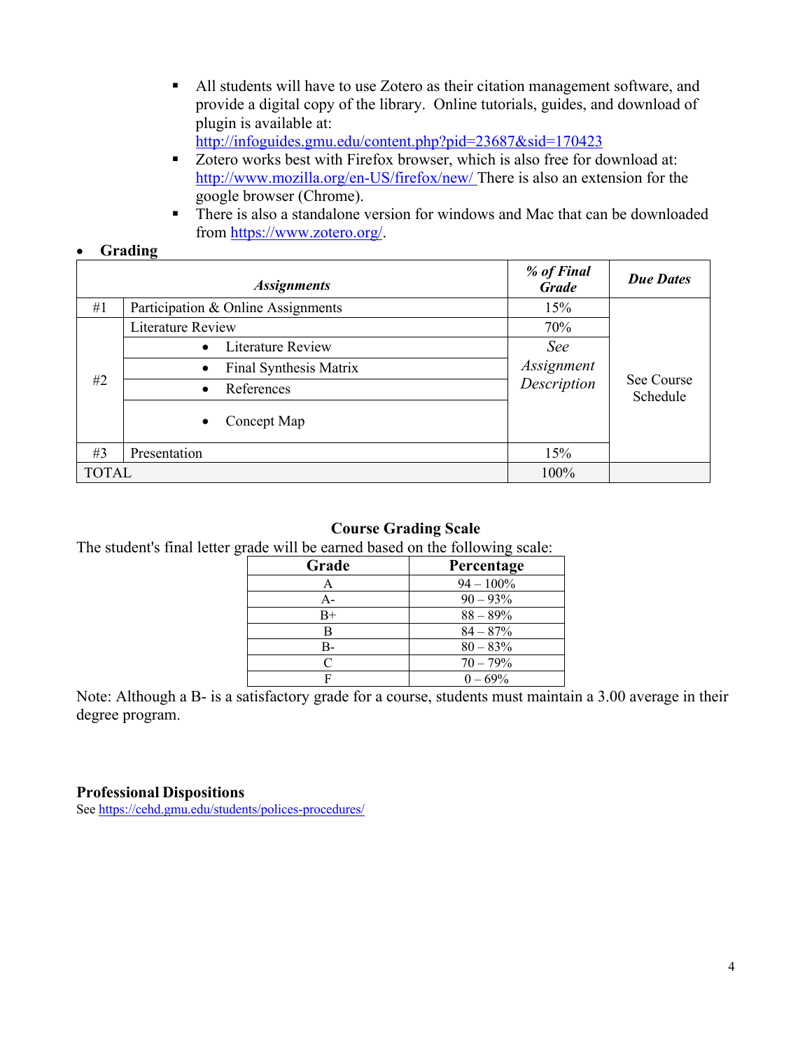- All students will have to use Zotero as their citation management software, and provide a digital copy of the library. Online tutorials, guides, and download of plugin is available at: http://infoguides.gmu.edu/content.php?pid=23687&sid=170423
- Zotero works best with Firefox browser, which is also free for download at: http://www.mozilla.org/en-US/firefox/new/ There is also an extension for the google browser (Chrome).
- There is also a standalone version for windows and Mac that can be downloaded from https://www.zotero.org/.

- **Grading**

| | *Assignments* | *% of Final Grade* | *Due Dates* |
|---|---|---|---|
| #1 | Participation & Online Assignments | 15% | See Course Schedule |
| #2 | Literature Review | 70% | |
| | • Literature Review | *See Assignment Description* | |
| | • Final Synthesis Matrix | | |
| | • References | | |
| | • Concept Map | | |
| #3 | Presentation | 15% | |
| TOTAL | | 100% | |

**Course Grading Scale**

The student's final letter grade will be earned based on the following scale:

| Grade | Percentage |
|---|---|
| A | 94 – 100% |
| A- | 90 – 93% |
| B+ | 88 – 89% |
| B | 84 – 87% |
| B- | 80 – 83% |
| C | 70 – 79% |
| F | 0 – 69% |

Note: Although a B- is a satisfactory grade for a course, students must maintain a 3.00 average in their degree program.

**Professional Dispositions**

See https://cehd.gmu.edu/students/polices-procedures/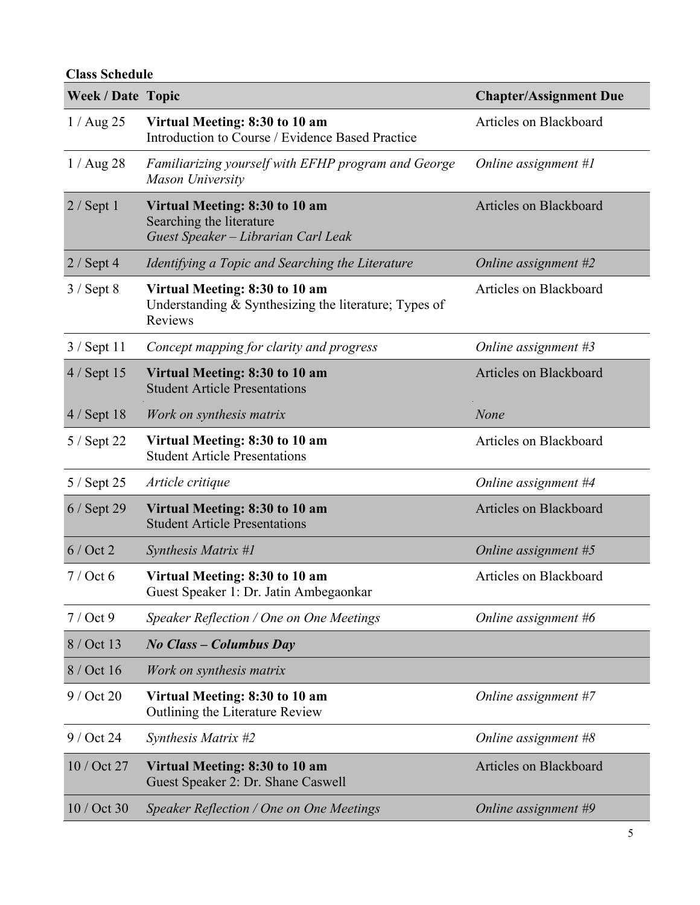**Class Schedule**

| Week / Date | Topic | Chapter/Assignment Due |
|---|---|---|
| 1 / Aug 25 | **Virtual Meeting: 8:30 to 10 am**<br>Introduction to Course / Evidence Based Practice | Articles on Blackboard |
| 1 / Aug 28 | *Familiarizing yourself with EFHP program and George Mason University* | *Online assignment #1* |
| 2 / Sept 1 | **Virtual Meeting: 8:30 to 10 am**<br>Searching the literature<br>*Guest Speaker – Librarian Carl Leak* | Articles on Blackboard |
| 2 / Sept 4 | *Identifying a Topic and Searching the Literature* | *Online assignment #2* |
| 3 / Sept 8 | **Virtual Meeting: 8:30 to 10 am**<br>Understanding & Synthesizing the literature; Types of Reviews | Articles on Blackboard |
| 3 / Sept 11 | *Concept mapping for clarity and progress* | *Online assignment #3* |
| 4 / Sept 15 | **Virtual Meeting: 8:30 to 10 am**<br>Student Article Presentations | Articles on Blackboard |
| 4 / Sept 18 | *Work on synthesis matrix* | *None* |
| 5 / Sept 22 | **Virtual Meeting: 8:30 to 10 am**<br>Student Article Presentations | Articles on Blackboard |
| 5 / Sept 25 | *Article critique* | *Online assignment #4* |
| 6 / Sept 29 | **Virtual Meeting: 8:30 to 10 am**<br>Student Article Presentations | Articles on Blackboard |
| 6 / Oct 2 | *Synthesis Matrix #1* | *Online assignment #5* |
| 7 / Oct 6 | **Virtual Meeting: 8:30 to 10 am**<br>Guest Speaker 1: Dr. Jatin Ambegaonkar | Articles on Blackboard |
| 7 / Oct 9 | *Speaker Reflection / One on One Meetings* | *Online assignment #6* |
| 8 / Oct 13 | ***No Class – Columbus Day*** | |
| 8 / Oct 16 | *Work on synthesis matrix* | |
| 9 / Oct 20 | **Virtual Meeting: 8:30 to 10 am**<br>Outlining the Literature Review | *Online assignment #7* |
| 9 / Oct 24 | *Synthesis Matrix #2* | *Online assignment #8* |
| 10 / Oct 27 | **Virtual Meeting: 8:30 to 10 am**<br>Guest Speaker 2: Dr. Shane Caswell | Articles on Blackboard |
| 10 / Oct 30 | *Speaker Reflection / One on One Meetings* | *Online assignment #9* |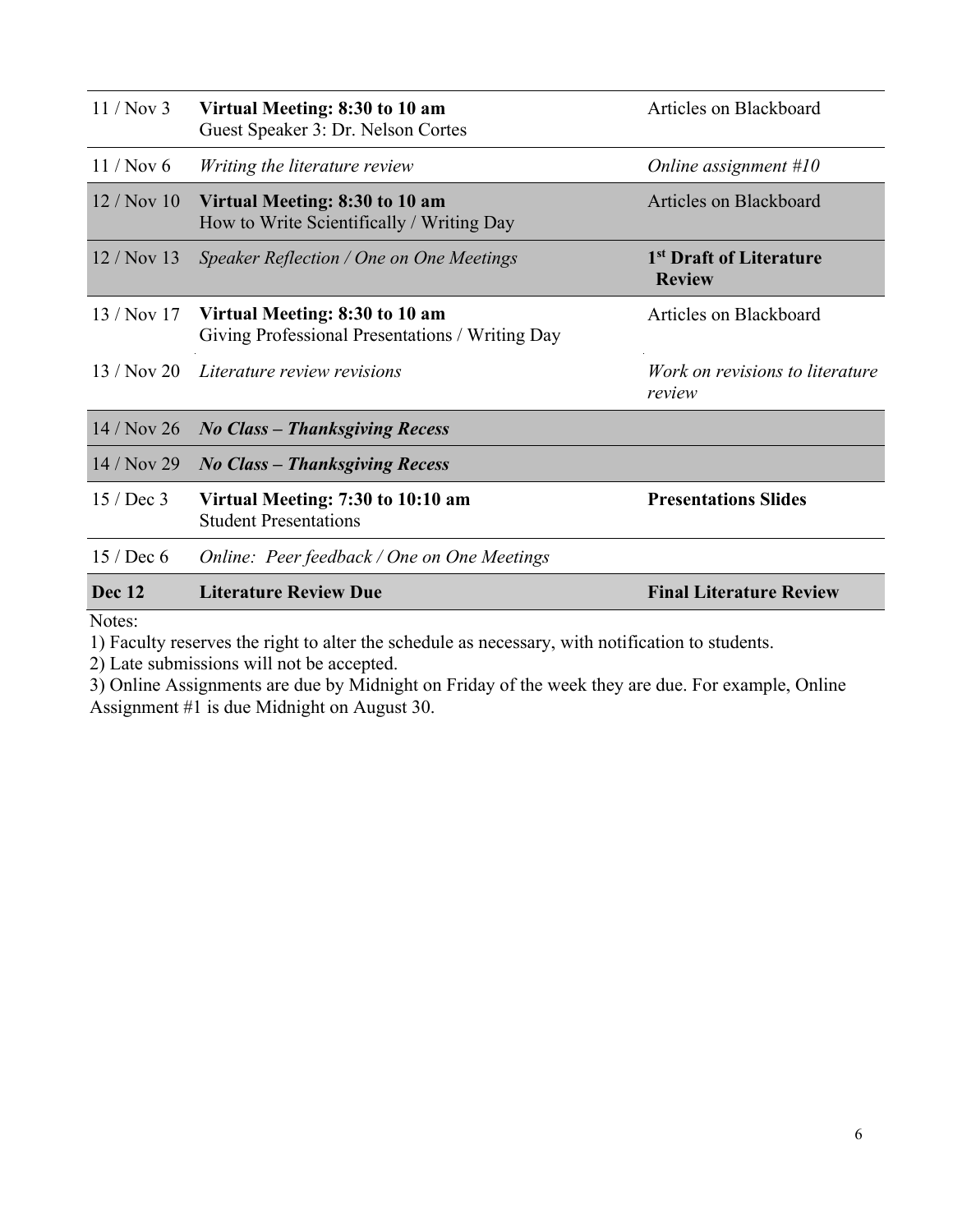| | | |
|---|---|---|
| 11 / Nov 3 | **Virtual Meeting: 8:30 to 10 am** Guest Speaker 3: Dr. Nelson Cortes | Articles on Blackboard |
| 11 / Nov 6 | *Writing the literature review* | *Online assignment #10* |
| 12 / Nov 10 | **Virtual Meeting: 8:30 to 10 am** How to Write Scientifically / Writing Day | Articles on Blackboard |
| 12 / Nov 13 | *Speaker Reflection / One on One Meetings* | **1st Draft of Literature Review** |
| 13 / Nov 17 | **Virtual Meeting: 8:30 to 10 am** Giving Professional Presentations / Writing Day | Articles on Blackboard |
| 13 / Nov 20 | *Literature review revisions* | *Work on revisions to literature review* |
| 14 / Nov 26 | ***No Class – Thanksgiving Recess*** | |
| 14 / Nov 29 | ***No Class – Thanksgiving Recess*** | |
| 15 / Dec 3 | **Virtual Meeting: 7:30 to 10:10 am** Student Presentations | **Presentations Slides** |
| 15 / Dec 6 | *Online: Peer feedback / One on One Meetings* | |
| **Dec 12** | **Literature Review Due** | **Final Literature Review** |

Notes:

1) Faculty reserves the right to alter the schedule as necessary, with notification to students.
2) Late submissions will not be accepted.
3) Online Assignments are due by Midnight on Friday of the week they are due. For example, Online Assignment #1 is due Midnight on August 30.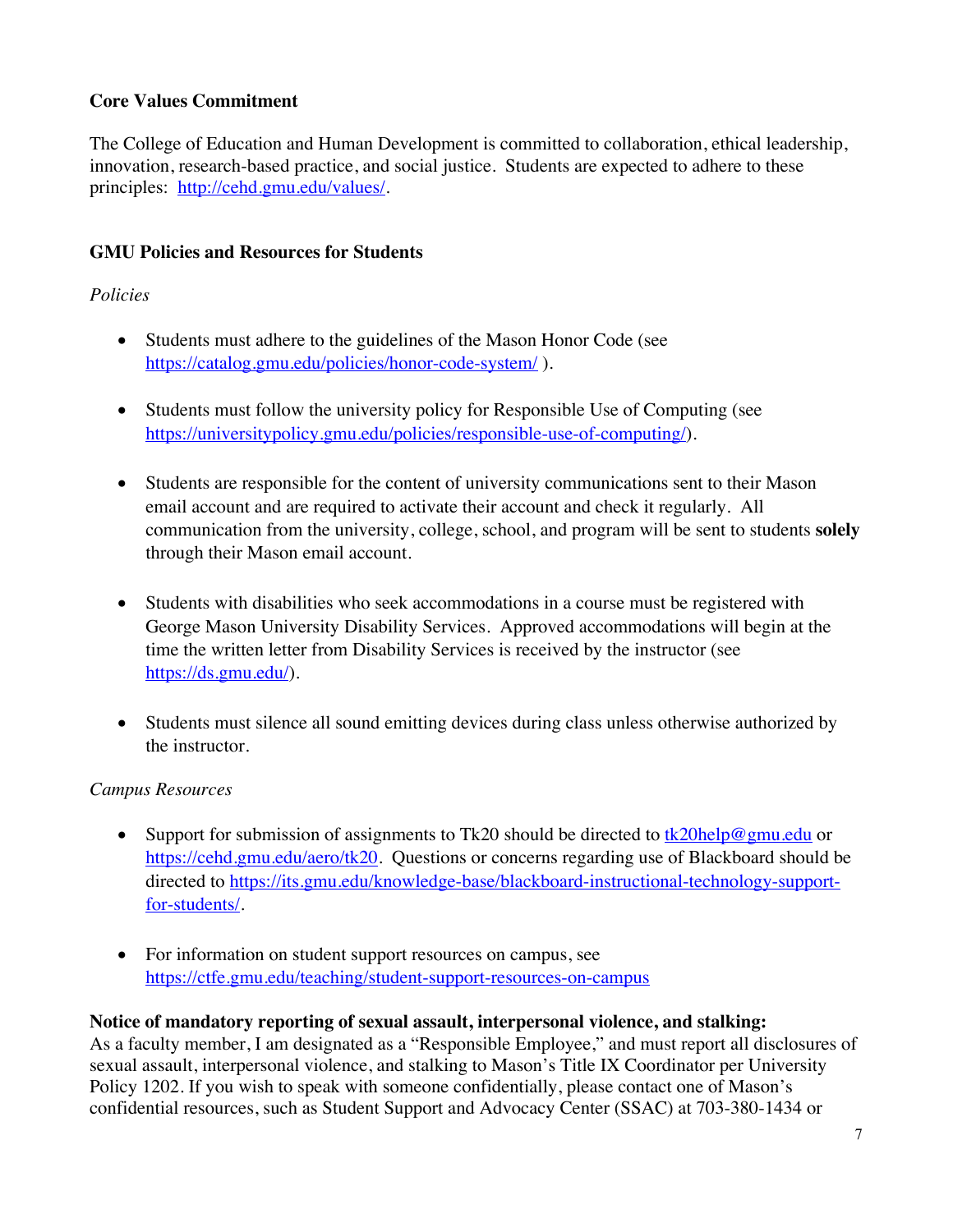**Core Values Commitment**

The College of Education and Human Development is committed to collaboration, ethical leadership, innovation, research-based practice, and social justice. Students are expected to adhere to these principles: http://cehd.gmu.edu/values/.

**GMU Policies and Resources for Students**

*Policies*

- Students must adhere to the guidelines of the Mason Honor Code (see https://catalog.gmu.edu/policies/honor-code-system/ ).

- Students must follow the university policy for Responsible Use of Computing (see https://universitypolicy.gmu.edu/policies/responsible-use-of-computing/).

- Students are responsible for the content of university communications sent to their Mason email account and are required to activate their account and check it regularly. All communication from the university, college, school, and program will be sent to students **solely** through their Mason email account.

- Students with disabilities who seek accommodations in a course must be registered with George Mason University Disability Services. Approved accommodations will begin at the time the written letter from Disability Services is received by the instructor (see https://ds.gmu.edu/).

- Students must silence all sound emitting devices during class unless otherwise authorized by the instructor.

*Campus Resources*

- Support for submission of assignments to Tk20 should be directed to tk20help@gmu.edu or https://cehd.gmu.edu/aero/tk20. Questions or concerns regarding use of Blackboard should be directed to https://its.gmu.edu/knowledge-base/blackboard-instructional-technology-support-for-students/.

- For information on student support resources on campus, see https://ctfe.gmu.edu/teaching/student-support-resources-on-campus

**Notice of mandatory reporting of sexual assault, interpersonal violence, and stalking:**
As a faculty member, I am designated as a "Responsible Employee," and must report all disclosures of sexual assault, interpersonal violence, and stalking to Mason's Title IX Coordinator per University Policy 1202. If you wish to speak with someone confidentially, please contact one of Mason's confidential resources, such as Student Support and Advocacy Center (SSAC) at 703-380-1434 or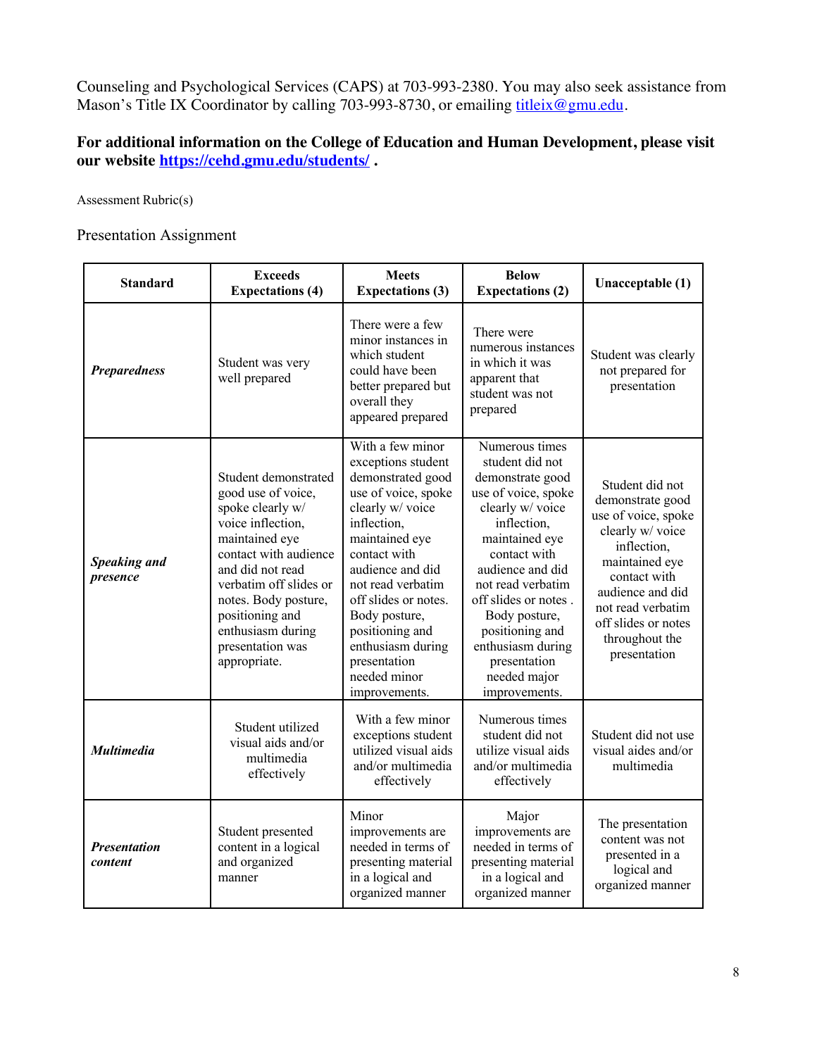Counseling and Psychological Services (CAPS) at 703-993-2380. You may also seek assistance from Mason's Title IX Coordinator by calling 703-993-8730, or emailing [titleix@gmu.edu](mailto:titleix@gmu.edu).

**For additional information on the College of Education and Human Development, please visit our website [https://cehd.gmu.edu/students/](https://cehd.gmu.edu/students/) .**

Assessment Rubric(s)

Presentation Assignment

| Standard | Exceeds Expectations (4) | Meets Expectations (3) | Below Expectations (2) | Unacceptable (1) |
|---|---|---|---|---|
| ***Preparedness*** | Student was very well prepared | There were a few minor instances in which student could have been better prepared but overall they appeared prepared | There were numerous instances in which it was apparent that student was not prepared | Student was clearly not prepared for presentation |
| ***Speaking and presence*** | Student demonstrated good use of voice, spoke clearly w/ voice inflection, maintained eye contact with audience and did not read verbatim off slides or notes. Body posture, positioning and enthusiasm during presentation was appropriate. | With a few minor exceptions student demonstrated good use of voice, spoke clearly w/ voice inflection, maintained eye contact with audience and did not read verbatim off slides or notes. Body posture, positioning and enthusiasm during presentation needed minor improvements. | Numerous times student did not demonstrate good use of voice, spoke clearly w/ voice inflection, maintained eye contact with audience and did not read verbatim off slides or notes . Body posture, positioning and enthusiasm during presentation needed major improvements. | Student did not demonstrate good use of voice, spoke clearly w/ voice inflection, maintained eye contact with audience and did not read verbatim off slides or notes throughout the presentation |
| ***Multimedia*** | Student utilized visual aids and/or multimedia effectively | With a few minor exceptions student utilized visual aids and/or multimedia effectively | Numerous times student did not utilize visual aids and/or multimedia effectively | Student did not use visual aides and/or multimedia |
| ***Presentation content*** | Student presented content in a logical and organized manner | Minor improvements are needed in terms of presenting material in a logical and organized manner | Major improvements are needed in terms of presenting material in a logical and organized manner | The presentation content was not presented in a logical and organized manner |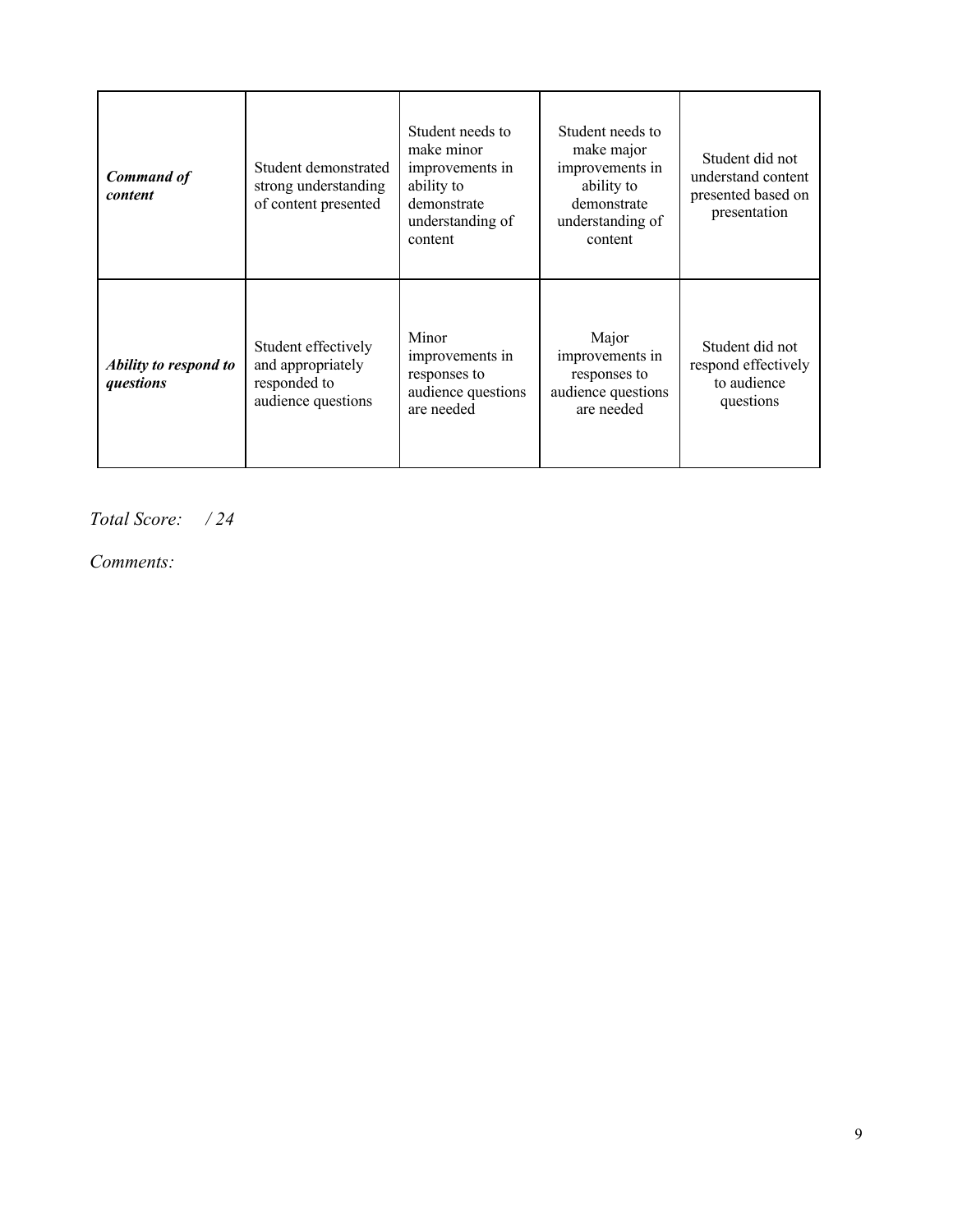| | | | | |
|---|---|---|---|---|
| ***Command of content*** | Student demonstrated strong understanding of content presented | Student needs to make minor improvements in ability to demonstrate understanding of content | Student needs to make major improvements in ability to demonstrate understanding of content | Student did not understand content presented based on presentation |
| ***Ability to respond to questions*** | Student effectively and appropriately responded to audience questions | Minor improvements in responses to audience questions are needed | Major improvements in responses to audience questions are needed | Student did not respond effectively to audience questions |

*Total Score: / 24*

*Comments:*